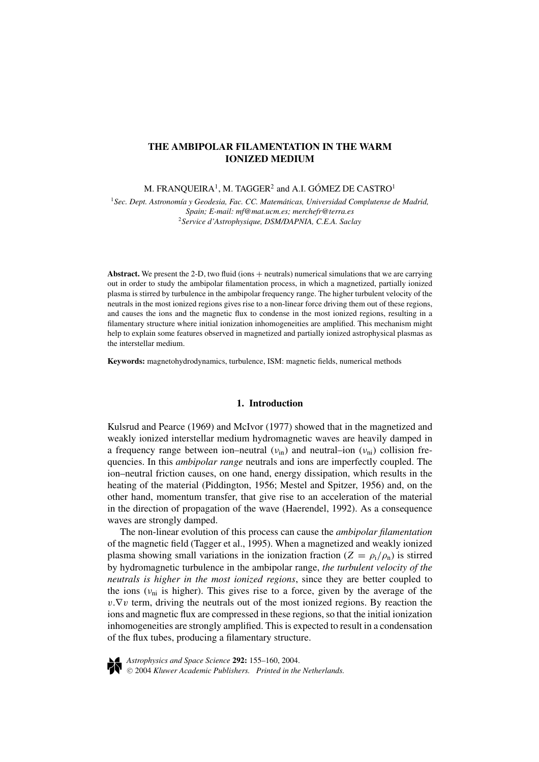# THE AMBIPOLAR FILAMENTATION IN THE WARM IONIZED MEDIUM

M. FRANQUEIRA[1], M. TAGGER[2] and A.I. GÓMEZ DE CASTRO[1]

[1] *Sec. Dept. Astronomía y Geodesia, Fac. CC. Matemáticas, Universidad Complutense de Madrid, Spain; E-mail: mf@mat.ucm.es; merchefr@terra.es*

[2] *Service d'Astrophysique, DSM/DAPNIA, C.E.A. Saclay*

**Abstract.** We present the 2-D, two fluid (ions + neutrals) numerical simulations that we are carrying out in order to study the ambipolar filamentation process, in which a magnetized, partially ionized plasma is stirred by turbulence in the ambipolar frequency range. The higher turbulent velocity of the neutrals in the most ionized regions gives rise to a non-linear force driving them out of these regions, and causes the ions and the magnetic flux to condense in the most ionized regions, resulting in a filamentary structure where initial ionization inhomogeneities are amplified. This mechanism might help to explain some features observed in magnetized and partially ionized astrophysical plasmas as the interstellar medium.

**Keywords:** magnetohydrodynamics, turbulence, ISM: magnetic fields, numerical methods

## 1. Introduction

Kulsrud and Pearce (1969) and McIvor (1977) showed that in the magnetized and weakly ionized interstellar medium hydromagnetic waves are heavily damped in a frequency range between ion–neutral ($\nu_{\rm in}$) and neutral–ion ($\nu_{\rm ni}$) collision frequencies. In this *ambipolar range* neutrals and ions are imperfectly coupled. The ion–neutral friction causes, on one hand, energy dissipation, which results in the heating of the material (Piddington, 1956; Mestel and Spitzer, 1956) and, on the other hand, momentum transfer, that give rise to an acceleration of the material in the direction of propagation of the wave (Haerendel, 1992). As a consequence waves are strongly damped.

The non-linear evolution of this process can cause the *ambipolar filamentation* of the magnetic field (Tagger et al., 1995). When a magnetized and weakly ionized plasma showing small variations in the ionization fraction ($Z = \rho_{\rm i}/\rho_{\rm n}$) is stirred by hydromagnetic turbulence in the ambipolar range, *the turbulent velocity of the neutrals is higher in the most ionized regions*, since they are better coupled to the ions ($\nu_{\rm ni}$ is higher). This gives rise to a force, given by the average of the $v.\nabla v$ term, driving the neutrals out of the most ionized regions. By reaction the ions and magnetic flux are compressed in these regions, so that the initial ionization inhomogeneities are strongly amplified. This is expected to result in a condensation of the flux tubes, producing a filamentary structure.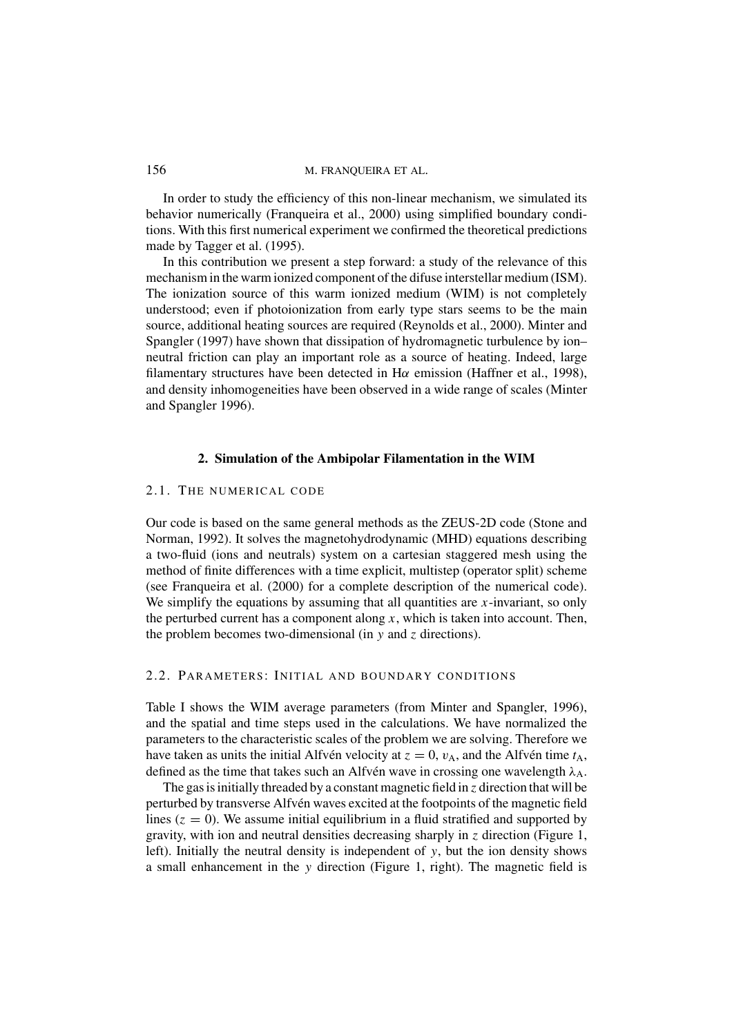In order to study the efficiency of this non-linear mechanism, we simulated its behavior numerically (Franqueira et al., 2000) using simplified boundary conditions. With this first numerical experiment we confirmed the theoretical predictions made by Tagger et al. (1995).

In this contribution we present a step forward: a study of the relevance of this mechanism in the warm ionized component of the difuse interstellar medium (ISM). The ionization source of this warm ionized medium (WIM) is not completely understood; even if photoionization from early type stars seems to be the main source, additional heating sources are required (Reynolds et al., 2000). Minter and Spangler (1997) have shown that dissipation of hydromagnetic turbulence by ion–neutral friction can play an important role as a source of heating. Indeed, large filamentary structures have been detected in H$\alpha$ emission (Haffner et al., 1998), and density inhomogeneities have been observed in a wide range of scales (Minter and Spangler 1996).

## 2. Simulation of the Ambipolar Filamentation in the WIM

### 2.1. The numerical code

Our code is based on the same general methods as the ZEUS-2D code (Stone and Norman, 1992). It solves the magnetohydrodynamic (MHD) equations describing a two-fluid (ions and neutrals) system on a cartesian staggered mesh using the method of finite differences with a time explicit, multistep (operator split) scheme (see Franqueira et al. (2000) for a complete description of the numerical code). We simplify the equations by assuming that all quantities are $x$-invariant, so only the perturbed current has a component along $x$, which is taken into account. Then, the problem becomes two-dimensional (in $y$ and $z$ directions).

### 2.2. Parameters: Initial and boundary conditions

Table I shows the WIM average parameters (from Minter and Spangler, 1996), and the spatial and time steps used in the calculations. We have normalized the parameters to the characteristic scales of the problem we are solving. Therefore we have taken as units the initial Alfvén velocity at $z = 0$, $v_A$, and the Alfvén time $t_A$, defined as the time that takes such an Alfvén wave in crossing one wavelength $\lambda_A$.

The gas is initially threaded by a constant magnetic field in $z$ direction that will be perturbed by transverse Alfvén waves excited at the footpoints of the magnetic field lines ($z = 0$). We assume initial equilibrium in a fluid stratified and supported by gravity, with ion and neutral densities decreasing sharply in $z$ direction (Figure 1, left). Initially the neutral density is independent of $y$, but the ion density shows a small enhancement in the $y$ direction (Figure 1, right). The magnetic field is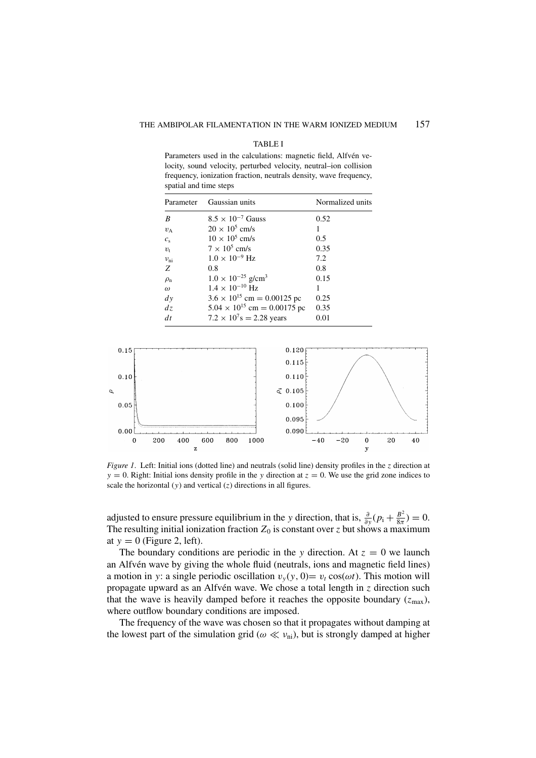TABLE I

Parameters used in the calculations: magnetic field, Alfvén velocity, sound velocity, perturbed velocity, neutral–ion collision frequency, ionization fraction, neutrals density, wave frequency, spatial and time steps

| Parameter | Gaussian units | Normalized units |
|---|---|---|
| $B$ | $8.5 \times 10^{-7}$ Gauss | 0.52 |
| $v_{\rm A}$ | $20 \times 10^5$ cm/s | 1 |
| $c_{\rm s}$ | $10 \times 10^5$ cm/s | 0.5 |
| $v_{\rm t}$ | $7 \times 10^5$ cm/s | 0.35 |
| $\nu_{\rm ni}$ | $1.0 \times 10^{-9}$ Hz | 7.2 |
| $Z$ | 0.8 | 0.8 |
| $\rho_{\rm n}$ | $1.0 \times 10^{-25}$ g/cm$^3$ | 0.15 |
| $\omega$ | $1.4 \times 10^{-10}$ Hz | 1 |
| $dy$ | $3.6 \times 10^{15}$ cm = 0.00125 pc | 0.25 |
| $dz$ | $5.04 \times 10^{15}$ cm = 0.00175 pc | 0.35 |
| $dt$ | $7.2 \times 10^7$s = 2.28 years | 0.01 |

0.15
0.10
0.05
0.00
$\rho$
0 200 400 600 800 1000
z

0.120
0.115
0.110
0.105
0.100
0.095
0.090
$\rho_i$
−40 −20 0 20 40
y

*Figure 1*. Left: Initial ions (dotted line) and neutrals (solid line) density profiles in the $z$ direction at $y = 0$. Right: Initial ions density profile in the $y$ direction at $z = 0$. We use the grid zone indices to scale the horizontal ($y$) and vertical ($z$) directions in all figures.

adjusted to ensure pressure equilibrium in the $y$ direction, that is, $\frac{\partial}{\partial y}(p_{\rm i} + \frac{B^2}{8\pi}) = 0$. The resulting initial ionization fraction $Z_0$ is constant over $z$ but shows a maximum at $y = 0$ (Figure 2, left).

The boundary conditions are periodic in the $y$ direction. At $z = 0$ we launch an Alfvén wave by giving the whole fluid (neutrals, ions and magnetic field lines) a motion in $y$: a single periodic oscillation $v_y(y, 0)= v_t \cos(\omega t)$. This motion will propagate upward as an Alfvén wave. We chose a total length in $z$ direction such that the wave is heavily damped before it reaches the opposite boundary ($z_{\max}$), where outflow boundary conditions are imposed.

The frequency of the wave was chosen so that it propagates without damping at the lowest part of the simulation grid ($\omega \ll \nu_{\rm ni}$), but is strongly damped at higher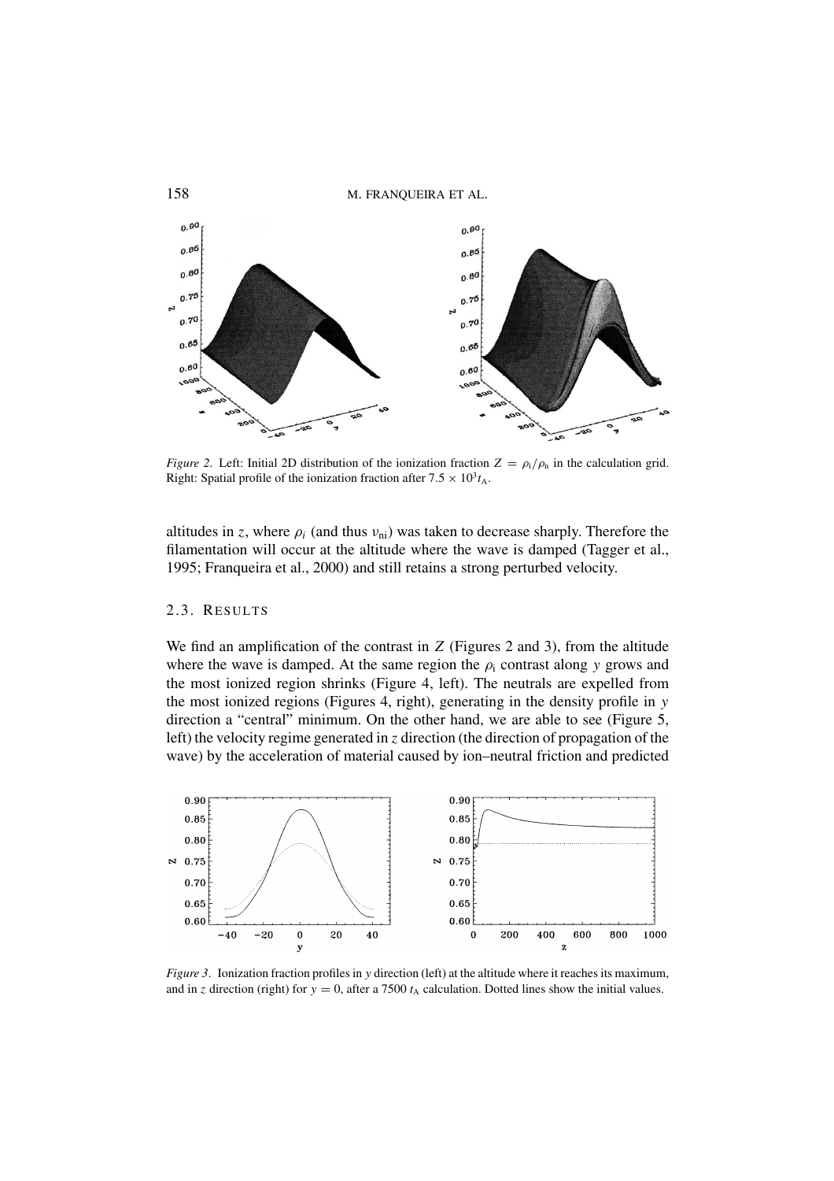0.90
0.85
0.80
0.75
Z
0.70
0.65
0.60
1000
800
600
z
400
200
0
−40
−20
0
y
20
40

0.90
0.85
0.80
0.75
Z
0.70
0.65
0.60
1000
800
600
z
400
200
0
−40
−20
0
y
20
40

*Figure 2*. Left: Initial 2D distribution of the ionization fraction $Z = \rho_i/\rho_n$ in the calculation grid. Right: Spatial profile of the ionization fraction after $7.5 \times 10^3 t_A$.

altitudes in $z$, where $\rho_i$ (and thus $\nu_{ni}$) was taken to decrease sharply. Therefore the filamentation will occur at the altitude where the wave is damped (Tagger et al., 1995; Franqueira et al., 2000) and still retains a strong perturbed velocity.

## 2.3. Results

We find an amplification of the contrast in $Z$ (Figures 2 and 3), from the altitude where the wave is damped. At the same region the $\rho_i$ contrast along $y$ grows and the most ionized region shrinks (Figure 4, left). The neutrals are expelled from the most ionized regions (Figures 4, right), generating in the density profile in $y$ direction a "central" minimum. On the other hand, we are able to see (Figure 5, left) the velocity regime generated in $z$ direction (the direction of propagation of the wave) by the acceleration of material caused by ion–neutral friction and predicted

0.90
0.85
0.80
Z 0.75
0.70
0.65
0.60
−40
−20
0
20
40
y

0.90
0.85
0.80
Z 0.75
0.70
0.65
0.60
0
200
400
600
800
1000
z

*Figure 3*. Ionization fraction profiles in $y$ direction (left) at the altitude where it reaches its maximum, and in $z$ direction (right) for $y = 0$, after a 7500 $t_A$ calculation. Dotted lines show the initial values.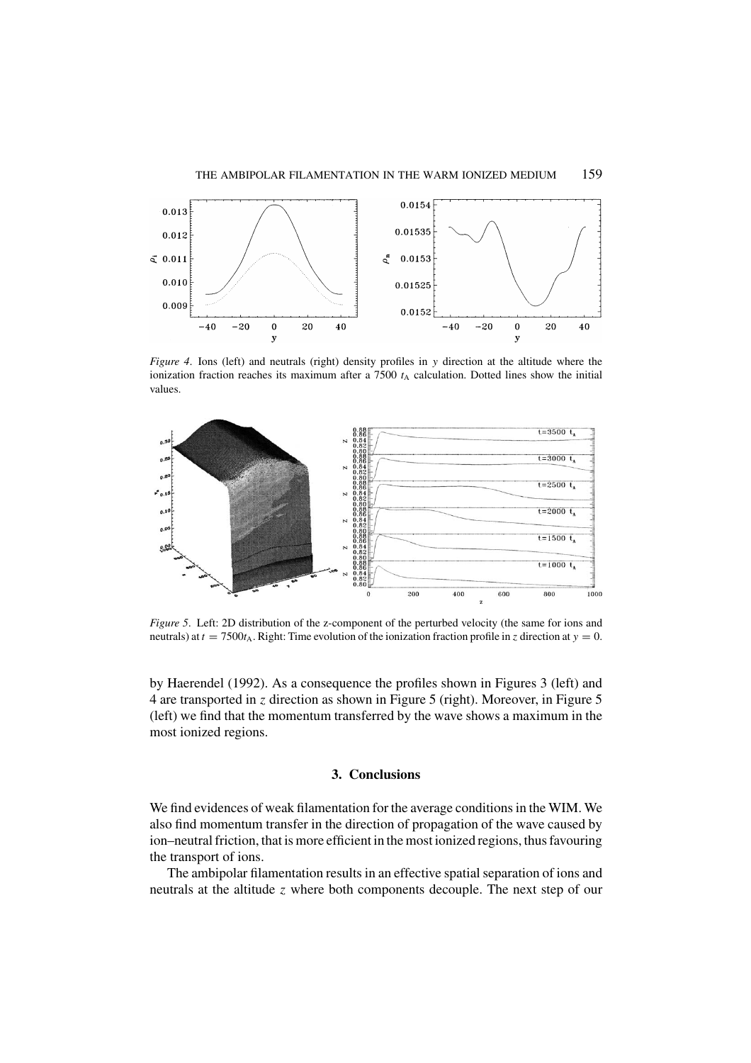0.013
0.012
$\rho_i$ 0.011
0.010
0.009
−40 −20 0 20 40
y

0.0154
0.01535
$\rho_n$ 0.0153
0.01525
0.0152
−40 −20 0 20 40
y

*Figure 4*. Ions (left) and neutrals (right) density profiles in $y$ direction at the altitude where the ionization fraction reaches its maximum after a 7500 $t_A$ calculation. Dotted lines show the initial values.

t=3500 $t_A$
t=3000 $t_A$
t=2500 $t_A$
t=2000 $t_A$
t=1500 $t_A$
t=1000 $t_A$
0 200 400 600 800 1000
z

*Figure 5*. Left: 2D distribution of the z-component of the perturbed velocity (the same for ions and neutrals) at $t = 7500t_A$. Right: Time evolution of the ionization fraction profile in $z$ direction at $y = 0$.

by Haerendel (1992). As a consequence the profiles shown in Figures 3 (left) and 4 are transported in $z$ direction as shown in Figure 5 (right). Moreover, in Figure 5 (left) we find that the momentum transferred by the wave shows a maximum in the most ionized regions.

## 3. Conclusions

We find evidences of weak filamentation for the average conditions in the WIM. We also find momentum transfer in the direction of propagation of the wave caused by ion–neutral friction, that is more efficient in the most ionized regions, thus favouring the transport of ions.

The ambipolar filamentation results in an effective spatial separation of ions and neutrals at the altitude $z$ where both components decouple. The next step of our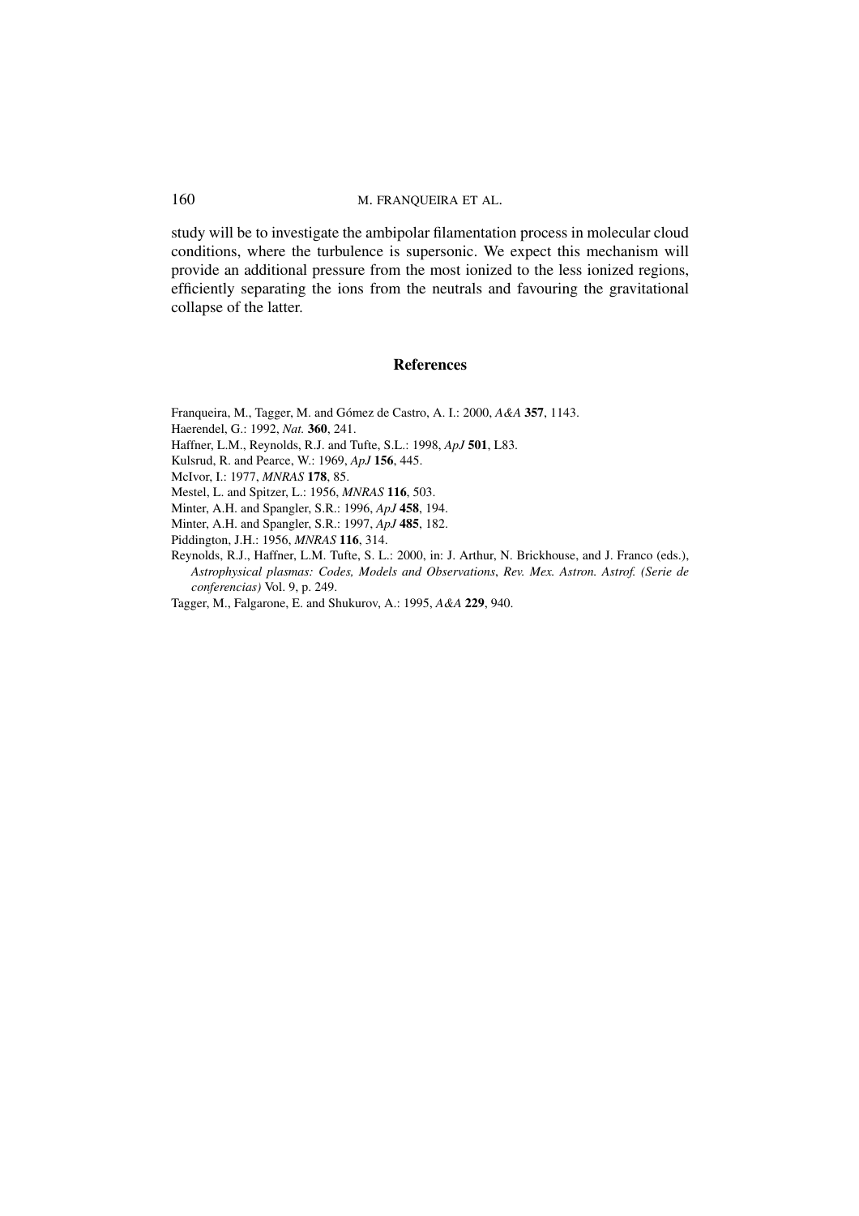study will be to investigate the ambipolar filamentation process in molecular cloud conditions, where the turbulence is supersonic. We expect this mechanism will provide an additional pressure from the most ionized to the less ionized regions, efficiently separating the ions from the neutrals and favouring the gravitational collapse of the latter.

## References

Franqueira, M., Tagger, M. and Gómez de Castro, A. I.: 2000, *A&A* **357**, 1143.

Haerendel, G.: 1992, *Nat.* **360**, 241.

Haffner, L.M., Reynolds, R.J. and Tufte, S.L.: 1998, *ApJ* **501**, L83.

Kulsrud, R. and Pearce, W.: 1969, *ApJ* **156**, 445.

McIvor, I.: 1977, *MNRAS* **178**, 85.

Mestel, L. and Spitzer, L.: 1956, *MNRAS* **116**, 503.

Minter, A.H. and Spangler, S.R.: 1996, *ApJ* **458**, 194.

Minter, A.H. and Spangler, S.R.: 1997, *ApJ* **485**, 182.

Piddington, J.H.: 1956, *MNRAS* **116**, 314.

Reynolds, R.J., Haffner, L.M. Tufte, S. L.: 2000, in: J. Arthur, N. Brickhouse, and J. Franco (eds.), *Astrophysical plasmas: Codes, Models and Observations*, *Rev. Mex. Astron. Astrof. (Serie de conferencias)* Vol. 9, p. 249.

Tagger, M., Falgarone, E. and Shukurov, A.: 1995, *A&A* **229**, 940.